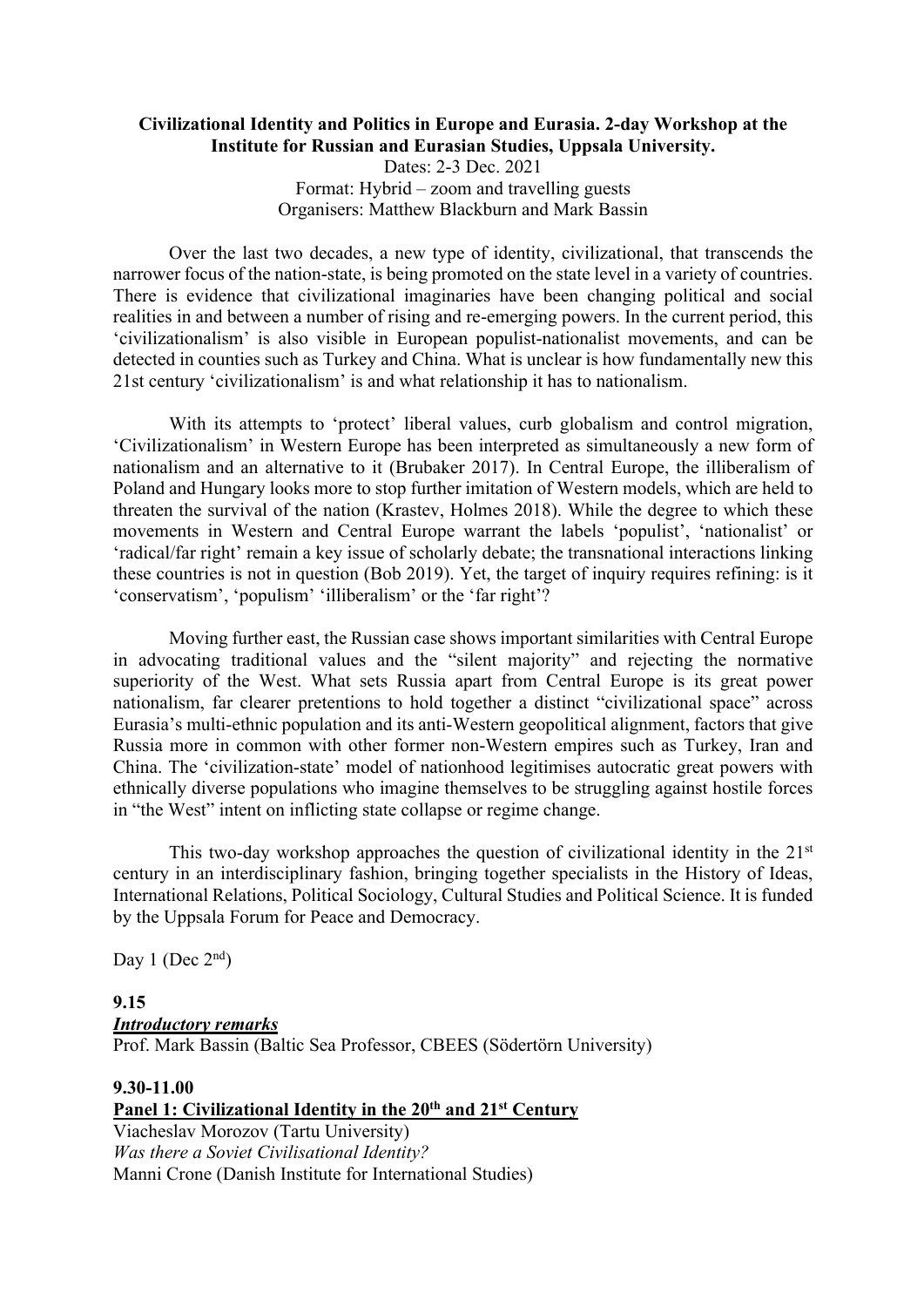**Civilizational Identity and Politics in Europe and Eurasia. 2-day Workshop at the Institute for Russian and Eurasian Studies, Uppsala University.**

Dates: 2-3 Dec. 2021

Format: Hybrid – zoom and travelling guests

Organisers: Matthew Blackburn and Mark Bassin

Over the last two decades, a new type of identity, civilizational, that transcends the narrower focus of the nation-state, is being promoted on the state level in a variety of countries. There is evidence that civilizational imaginaries have been changing political and social realities in and between a number of rising and re-emerging powers. In the current period, this 'civilizationalism' is also visible in European populist-nationalist movements, and can be detected in counties such as Turkey and China. What is unclear is how fundamentally new this 21st century 'civilizationalism' is and what relationship it has to nationalism.

With its attempts to 'protect' liberal values, curb globalism and control migration, 'Civilizationalism' in Western Europe has been interpreted as simultaneously a new form of nationalism and an alternative to it (Brubaker 2017). In Central Europe, the illiberalism of Poland and Hungary looks more to stop further imitation of Western models, which are held to threaten the survival of the nation (Krastev, Holmes 2018). While the degree to which these movements in Western and Central Europe warrant the labels 'populist', 'nationalist' or 'radical/far right' remain a key issue of scholarly debate; the transnational interactions linking these countries is not in question (Bob 2019). Yet, the target of inquiry requires refining: is it 'conservatism', 'populism' 'illiberalism' or the 'far right'?

Moving further east, the Russian case shows important similarities with Central Europe in advocating traditional values and the "silent majority" and rejecting the normative superiority of the West. What sets Russia apart from Central Europe is its great power nationalism, far clearer pretentions to hold together a distinct "civilizational space" across Eurasia's multi-ethnic population and its anti-Western geopolitical alignment, factors that give Russia more in common with other former non-Western empires such as Turkey, Iran and China. The 'civilization-state' model of nationhood legitimises autocratic great powers with ethnically diverse populations who imagine themselves to be struggling against hostile forces in "the West" intent on inflicting state collapse or regime change.

This two-day workshop approaches the question of civilizational identity in the 21st century in an interdisciplinary fashion, bringing together specialists in the History of Ideas, International Relations, Political Sociology, Cultural Studies and Political Science. It is funded by the Uppsala Forum for Peace and Democracy.

Day 1 (Dec 2nd)

**9.15**

***Introductory remarks***

Prof. Mark Bassin (Baltic Sea Professor, CBEES (Södertörn University)

**9.30-11.00**

**Panel 1: Civilizational Identity in the 20th and 21st Century**

Viacheslav Morozov (Tartu University)

*Was there a Soviet Civilisational Identity?*

Manni Crone (Danish Institute for International Studies)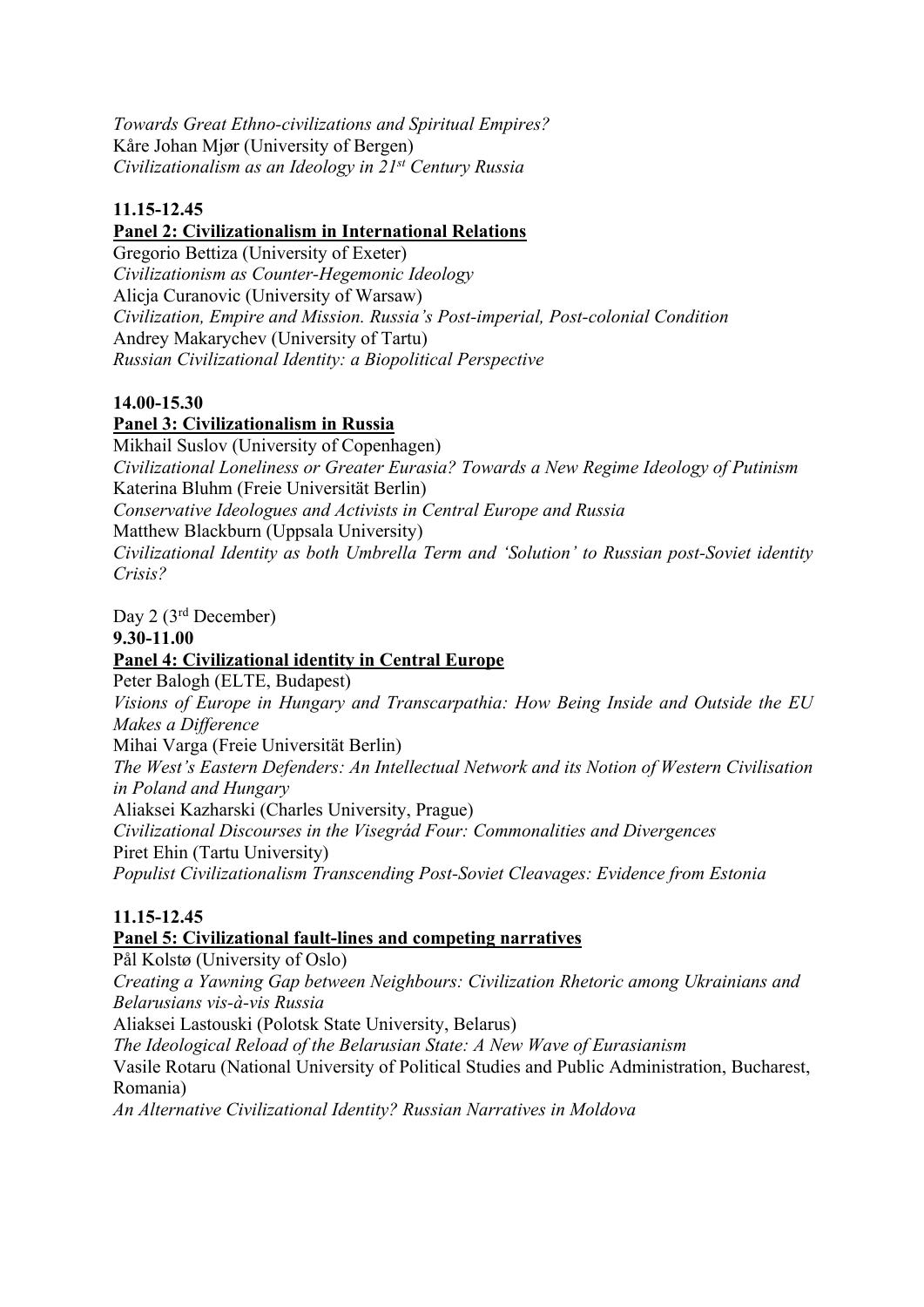*Towards Great Ethno-civilizations and Spiritual Empires?*
Kåre Johan Mjør (University of Bergen)
*Civilizationalism as an Ideology in 21st Century Russia*

**11.15-12.45**

**Panel 2: Civilizationalism in International Relations**

Gregorio Bettiza (University of Exeter)
*Civilizationism as Counter-Hegemonic Ideology*
Alicja Curanovic (University of Warsaw)
*Civilization, Empire and Mission. Russia's Post-imperial, Post-colonial Condition*
Andrey Makarychev (University of Tartu)
*Russian Civilizational Identity: a Biopolitical Perspective*

**14.00-15.30**

**Panel 3: Civilizationalism in Russia**

Mikhail Suslov (University of Copenhagen)
*Civilizational Loneliness or Greater Eurasia? Towards a New Regime Ideology of Putinism*
Katerina Bluhm (Freie Universität Berlin)
*Conservative Ideologues and Activists in Central Europe and Russia*
Matthew Blackburn (Uppsala University)
*Civilizational Identity as both Umbrella Term and 'Solution' to Russian post-Soviet identity Crisis?*

Day 2 (3rd December)

**9.30-11.00**

**Panel 4: Civilizational identity in Central Europe**

Peter Balogh (ELTE, Budapest)
*Visions of Europe in Hungary and Transcarpathia: How Being Inside and Outside the EU Makes a Difference*
Mihai Varga (Freie Universität Berlin)
*The West's Eastern Defenders: An Intellectual Network and its Notion of Western Civilisation in Poland and Hungary*
Aliaksei Kazharski (Charles University, Prague)
*Civilizational Discourses in the Visegrád Four: Commonalities and Divergences*
Piret Ehin (Tartu University)
*Populist Civilizationalism Transcending Post-Soviet Cleavages: Evidence from Estonia*

**11.15-12.45**

**Panel 5: Civilizational fault-lines and competing narratives**

Pål Kolstø (University of Oslo)
*Creating a Yawning Gap between Neighbours: Civilization Rhetoric among Ukrainians and Belarusians vis-à-vis Russia*
Aliaksei Lastouski (Polotsk State University, Belarus)
*The Ideological Reload of the Belarusian State: A New Wave of Eurasianism*
Vasile Rotaru (National University of Political Studies and Public Administration, Bucharest, Romania)
*An Alternative Civilizational Identity? Russian Narratives in Moldova*